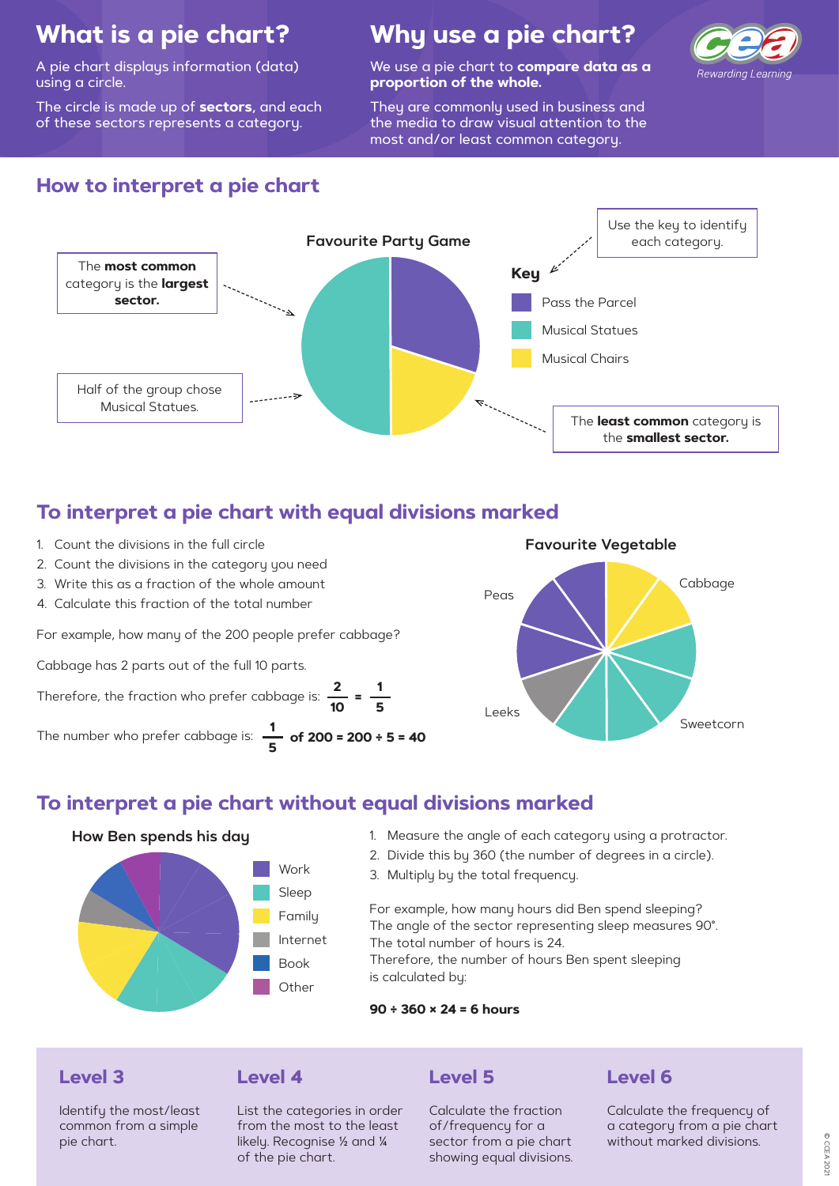# What is a pie chart?

A pie chart displays information (data) using a circle.

The circle is made up of **sectors**, and each of these sectors represents a category.

# Why use a pie chart?

We use a pie chart to **compare data as a proportion of the whole.**

They are commonly used in business and the media to draw visual attention to the most and/or least common category.

*Rewarding Learning*

## How to interpret a pie chart

**Favourite Party Game**

Key
- Pass the Parcel
- Musical Statues
- Musical Chairs

Use the key to identify each category.

The **most common** category is the **largest sector.**

Half of the group chose Musical Statues.

The **least common** category is the **smallest sector.**

## To interpret a pie chart with equal divisions marked

1. Count the divisions in the full circle
2. Count the divisions in the category you need
3. Write this as a fraction of the whole amount
4. Calculate this fraction of the total number

For example, how many of the 200 people prefer cabbage?

Cabbage has 2 parts out of the full 10 parts.

Therefore, the fraction who prefer cabbage is: $\frac{2}{10} = \frac{1}{5}$

The number who prefer cabbage is: $\frac{1}{5}$ **of 200 = 200 ÷ 5 = 40**

**Favourite Vegetable**

Peas, Cabbage, Leeks, Sweetcorn

## To interpret a pie chart without equal divisions marked

**How Ben spends his day**

Work, Sleep, Family, Internet, Book, Other

1. Measure the angle of each category using a protractor.
2. Divide this by 360 (the number of degrees in a circle).
3. Multiply by the total frequency.

For example, how many hours did Ben spend sleeping?
The angle of the sector representing sleep measures 90°.
The total number of hours is 24.
Therefore, the number of hours Ben spent sleeping is calculated by:

**90 ÷ 360 × 24 = 6 hours**

### Level 3

Identify the most/least common from a simple pie chart.

### Level 4

List the categories in order from the most to the least likely. Recognise ½ and ¼ of the pie chart.

### Level 5

Calculate the fraction of/frequency for a sector from a pie chart showing equal divisions.

### Level 6

Calculate the frequency of a category from a pie chart without marked divisions.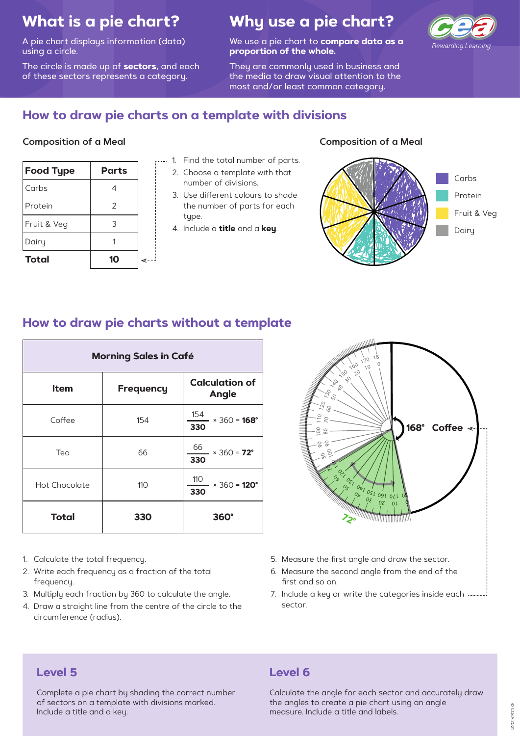## What is a pie chart?

A pie chart displays information (data) using a circle.

The circle is made up of **sectors**, and each of these sectors represents a category.

## Why use a pie chart?

We use a pie chart to **compare data as a proportion of the whole.**

They are commonly used in business and the media to draw visual attention to the most and/or least common category.

Rewarding Learning

## How to draw pie charts on a template with divisions

### Composition of a Meal

| Food Type | Parts |
|---|---|
| Carbs | 4 |
| Protein | 2 |
| Fruit & Veg | 3 |
| Dairy | 1 |
| **Total** | **10** |

1. Find the total number of parts.
2. Choose a template with that number of divisions.
3. Use different colours to shade the number of parts for each type.
4. Include a **title** and a **key**.

Composition of a Meal

Carbs
Protein
Fruit & Veg
Dairy

## How to draw pie charts without a template

| Morning Sales in Café | | |
|---|---|---|
| **Item** | **Frequency** | **Calculation of Angle** |
| Coffee | 154 | $\frac{154}{330} \times 360 = \mathbf{168^\circ}$ |
| Tea | 66 | $\frac{66}{330} \times 360 = \mathbf{72^\circ}$ |
| Hot Chocolate | 110 | $\frac{110}{330} \times 360 = \mathbf{120^\circ}$ |
| **Total** | **330** | **360°** |

168° Coffee

72°

1. Calculate the total frequency.
2. Write each frequency as a fraction of the total frequency.
3. Multiply each fraction by 360 to calculate the angle.
4. Draw a straight line from the centre of the circle to the circumference (radius).
5. Measure the first angle and draw the sector.
6. Measure the second angle from the end of the first and so on.
7. Include a key or write the categories inside each sector.

### Level 5

Complete a pie chart by shading the correct number of sectors on a template with divisions marked. Include a title and a key.

### Level 6

Calculate the angle for each sector and accurately draw the angles to create a pie chart using an angle measure. Include a title and labels.